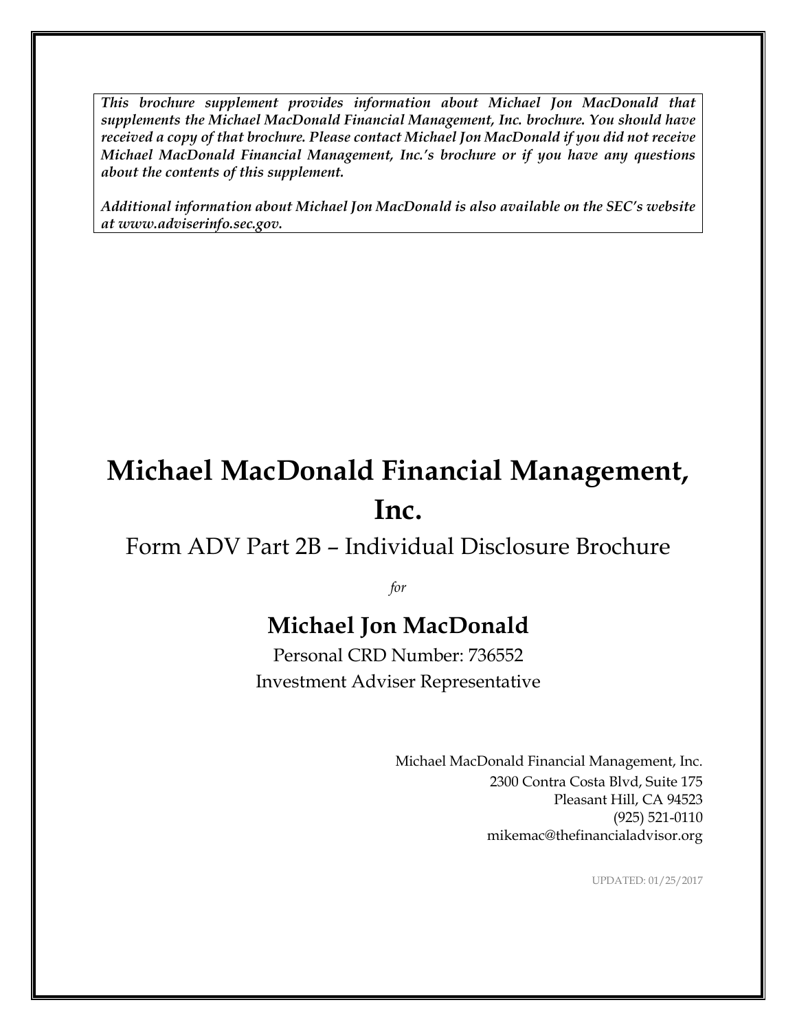***This brochure supplement provides information about Michael Jon MacDonald that supplements the Michael MacDonald Financial Management, Inc. brochure. You should have received a copy of that brochure. Please contact Michael Jon MacDonald if you did not receive Michael MacDonald Financial Management, Inc.'s brochure or if you have any questions about the contents of this supplement.***

***Additional information about Michael Jon MacDonald is also available on the SEC's website at www.adviserinfo.sec.gov.***

# Michael MacDonald Financial Management, Inc.

## Form ADV Part 2B – Individual Disclosure Brochure

*for*

## Michael Jon MacDonald

Personal CRD Number: 736552
Investment Adviser Representative

Michael MacDonald Financial Management, Inc.
2300 Contra Costa Blvd, Suite 175
Pleasant Hill, CA 94523
(925) 521-0110
mikemac@thefinancialadvisor.org

UPDATED: 01/25/2017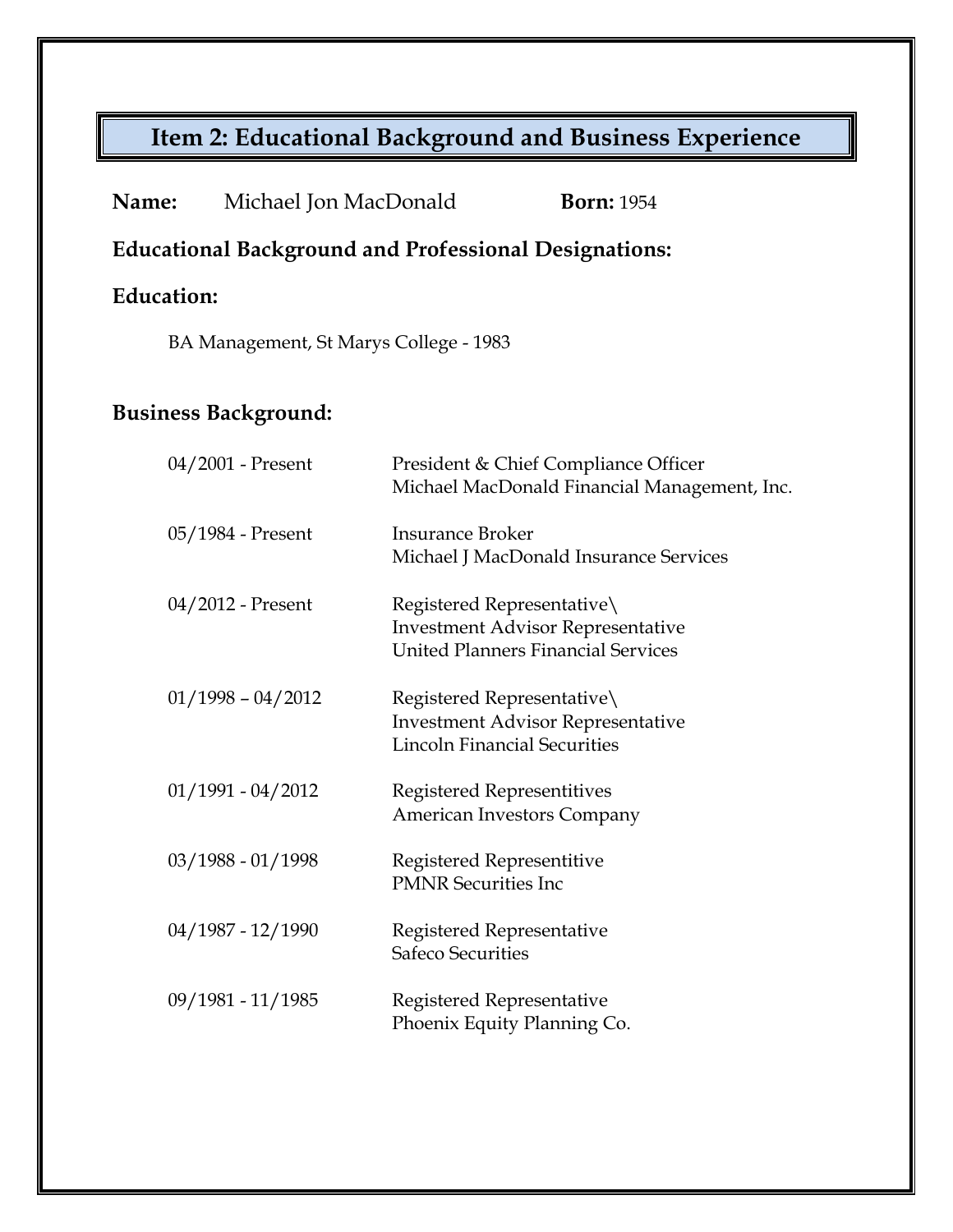## Item 2: Educational Background and Business Experience

**Name:** Michael Jon MacDonald **Born:** 1954

**Educational Background and Professional Designations:**

**Education:**

BA Management, St Marys College - 1983

**Business Background:**

| | |
|---|---|
| 04/2001 - Present | President & Chief Compliance Officer<br>Michael MacDonald Financial Management, Inc. |
| 05/1984 - Present | Insurance Broker<br>Michael J MacDonald Insurance Services |
| 04/2012 - Present | Registered Representative\<br>Investment Advisor Representative<br>United Planners Financial Services |
| 01/1998 – 04/2012 | Registered Representative\<br>Investment Advisor Representative<br>Lincoln Financial Securities |
| 01/1991 - 04/2012 | Registered Representitives<br>American Investors Company |
| 03/1988 - 01/1998 | Registered Representitive<br>PMNR Securities Inc |
| 04/1987 - 12/1990 | Registered Representative<br>Safeco Securities |
| 09/1981 - 11/1985 | Registered Representative<br>Phoenix Equity Planning Co. |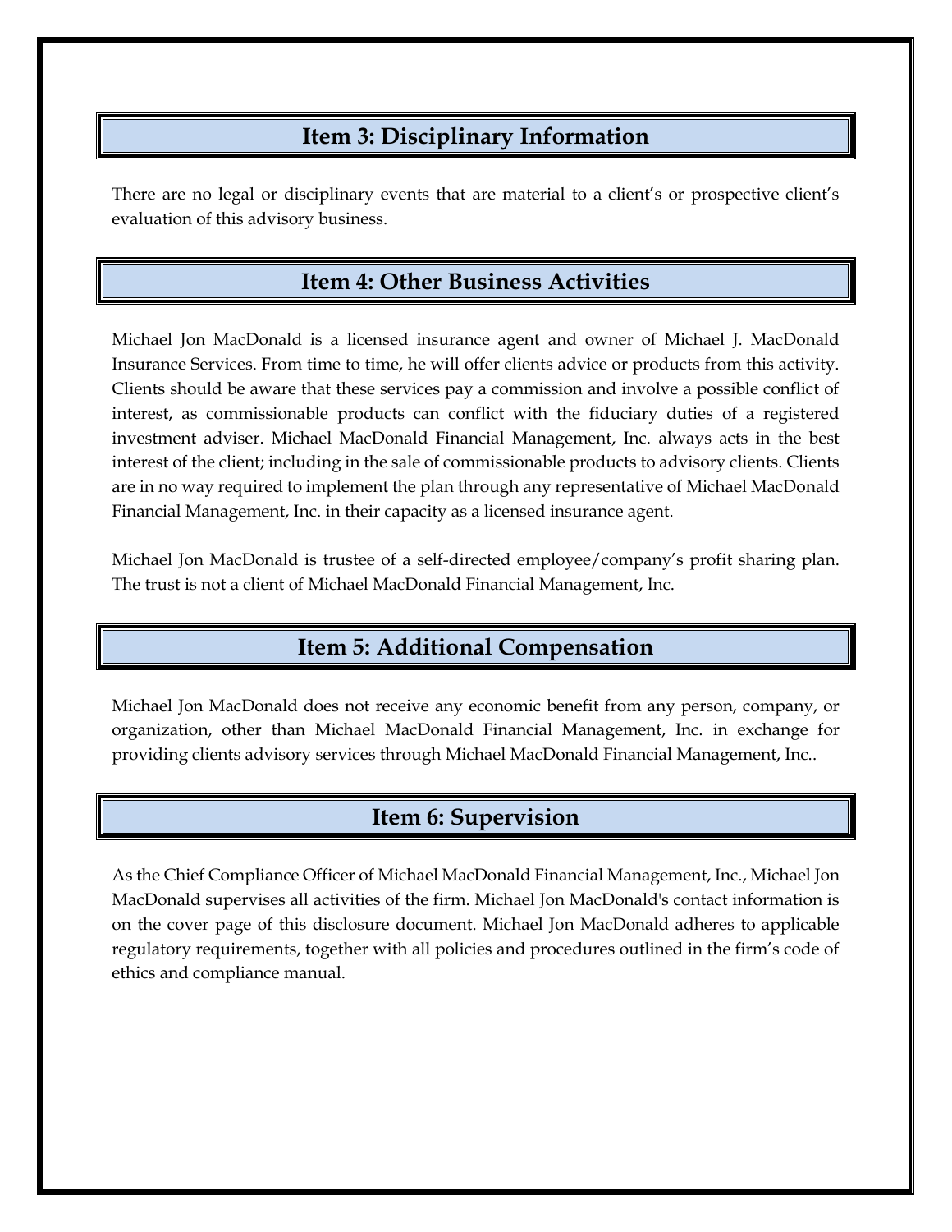## Item 3: Disciplinary Information

There are no legal or disciplinary events that are material to a client's or prospective client's evaluation of this advisory business.

## Item 4: Other Business Activities

Michael Jon MacDonald is a licensed insurance agent and owner of Michael J. MacDonald Insurance Services. From time to time, he will offer clients advice or products from this activity. Clients should be aware that these services pay a commission and involve a possible conflict of interest, as commissionable products can conflict with the fiduciary duties of a registered investment adviser. Michael MacDonald Financial Management, Inc. always acts in the best interest of the client; including in the sale of commissionable products to advisory clients. Clients are in no way required to implement the plan through any representative of Michael MacDonald Financial Management, Inc. in their capacity as a licensed insurance agent.

Michael Jon MacDonald is trustee of a self-directed employee/company's profit sharing plan. The trust is not a client of Michael MacDonald Financial Management, Inc.

## Item 5: Additional Compensation

Michael Jon MacDonald does not receive any economic benefit from any person, company, or organization, other than Michael MacDonald Financial Management, Inc. in exchange for providing clients advisory services through Michael MacDonald Financial Management, Inc..

## Item 6: Supervision

As the Chief Compliance Officer of Michael MacDonald Financial Management, Inc., Michael Jon MacDonald supervises all activities of the firm. Michael Jon MacDonald's contact information is on the cover page of this disclosure document. Michael Jon MacDonald adheres to applicable regulatory requirements, together with all policies and procedures outlined in the firm's code of ethics and compliance manual.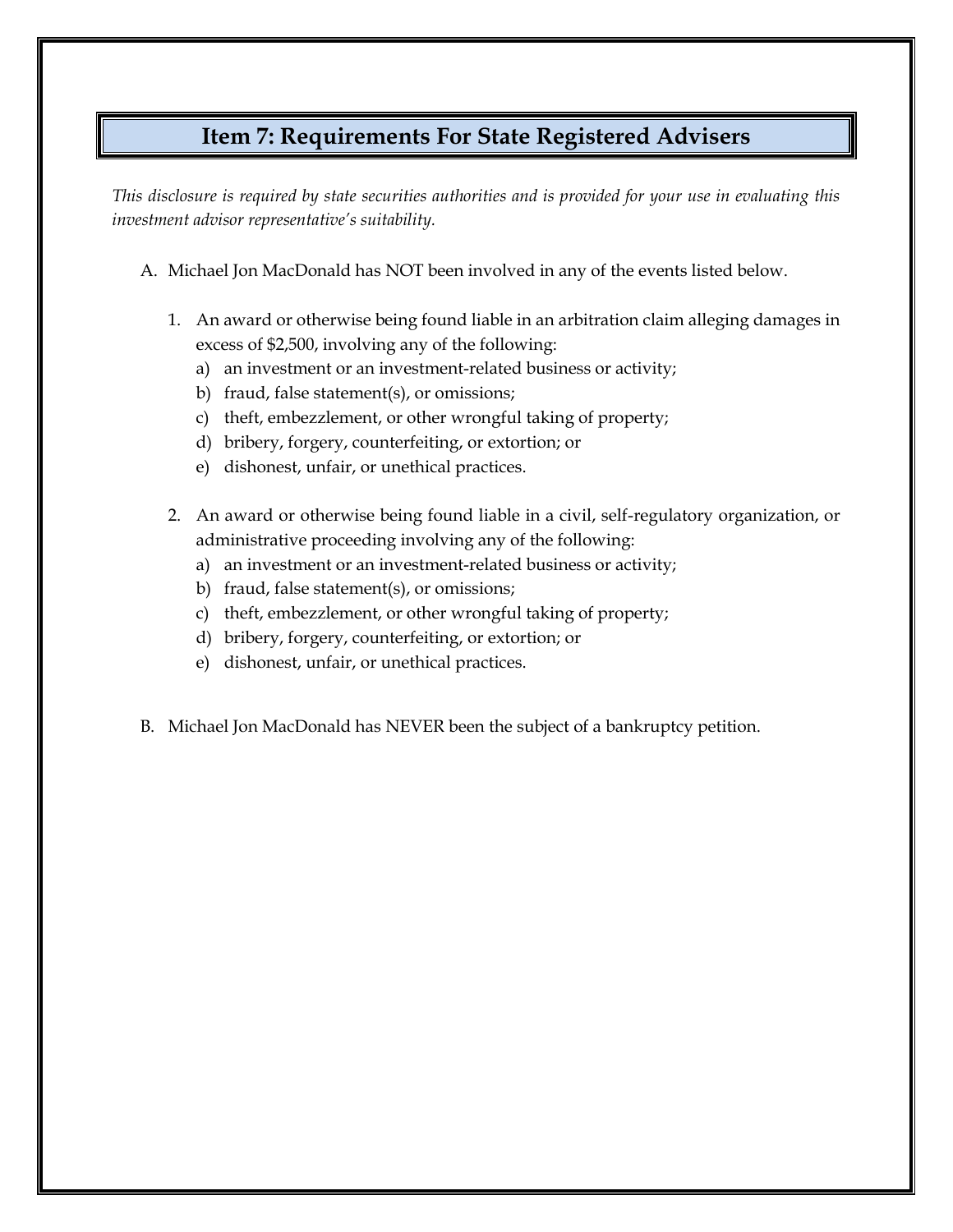## Item 7: Requirements For State Registered Advisers

*This disclosure is required by state securities authorities and is provided for your use in evaluating this investment advisor representative's suitability.*

A. Michael Jon MacDonald has NOT been involved in any of the events listed below.

   1. An award or otherwise being found liable in an arbitration claim alleging damages in excess of $2,500, involving any of the following:
      a) an investment or an investment-related business or activity;
      b) fraud, false statement(s), or omissions;
      c) theft, embezzlement, or other wrongful taking of property;
      d) bribery, forgery, counterfeiting, or extortion; or
      e) dishonest, unfair, or unethical practices.

   2. An award or otherwise being found liable in a civil, self-regulatory organization, or administrative proceeding involving any of the following:
      a) an investment or an investment-related business or activity;
      b) fraud, false statement(s), or omissions;
      c) theft, embezzlement, or other wrongful taking of property;
      d) bribery, forgery, counterfeiting, or extortion; or
      e) dishonest, unfair, or unethical practices.

B. Michael Jon MacDonald has NEVER been the subject of a bankruptcy petition.